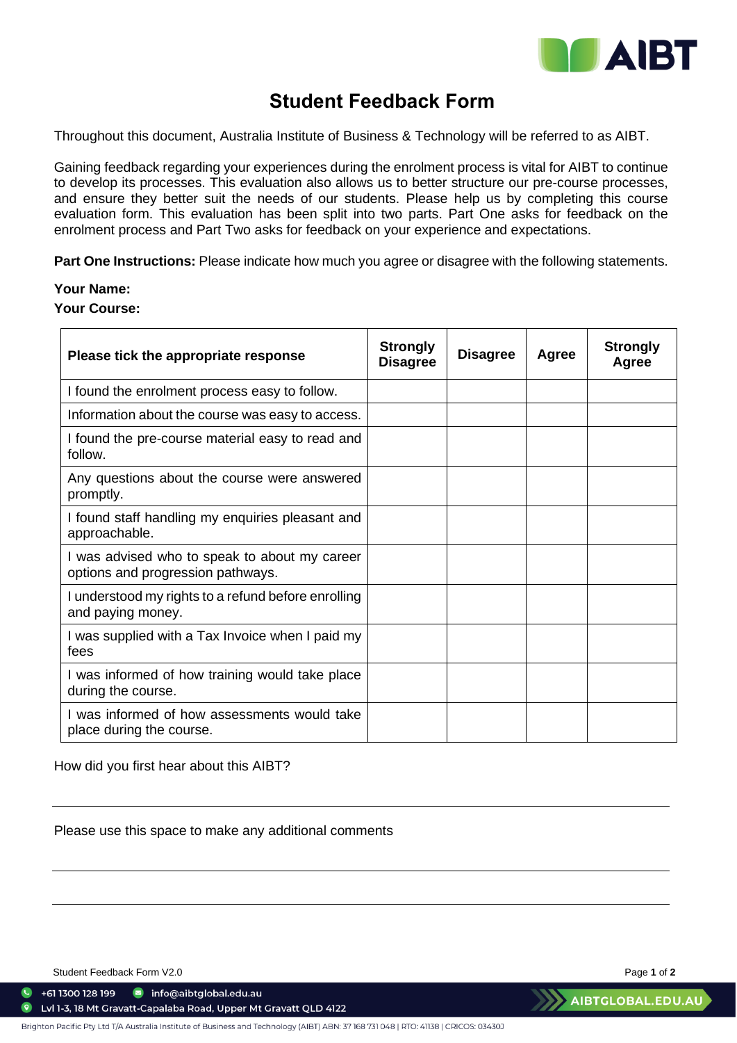# Student Feedback Form

Throughout this document, Australia Institute of Business & Technology will be referred to as AIBT.

Gaining feedback regarding your experiences during the enrolment process is vital for AIBT to continue to develop its processes. This evaluation also allows us to better structure our pre-course processes, and ensure they better suit the needs of our students. Please help us by completing this course evaluation form. This evaluation has been split into two parts. Part One asks for feedback on the enrolment process and Part Two asks for feedback on your experience and expectations.

**Part One Instructions:** Please indicate how much you agree or disagree with the following statements.

**Your Name:**

**Your Course:**

| Please tick the appropriate response | Strongly Disagree | Disagree | Agree | Strongly Agree |
|---|---|---|---|---|
| I found the enrolment process easy to follow. | | | | |
| Information about the course was easy to access. | | | | |
| I found the pre-course material easy to read and follow. | | | | |
| Any questions about the course were answered promptly. | | | | |
| I found staff handling my enquiries pleasant and approachable. | | | | |
| I was advised who to speak to about my career options and progression pathways. | | | | |
| I understood my rights to a refund before enrolling and paying money. | | | | |
| I was supplied with a Tax Invoice when I paid my fees | | | | |
| I was informed of how training would take place during the course. | | | | |
| I was informed of how assessments would take place during the course. | | | | |

How did you first hear about this AIBT?

---

Please use this space to make any additional comments

---

---

Student Feedback Form V2.0

+61 1300 128 199 info@aibtglobal.edu.au
Lvl 1-3, 18 Mt Gravatt-Capalaba Road, Upper Mt Gravatt QLD 4122
AIBTGLOBAL.EDU.AU

Brighton Pacific Pty Ltd T/A Australia Institute of Business and Technology (AIBT) ABN: 37 168 731 048 | RTO: 41138 | CRICOS: 03430J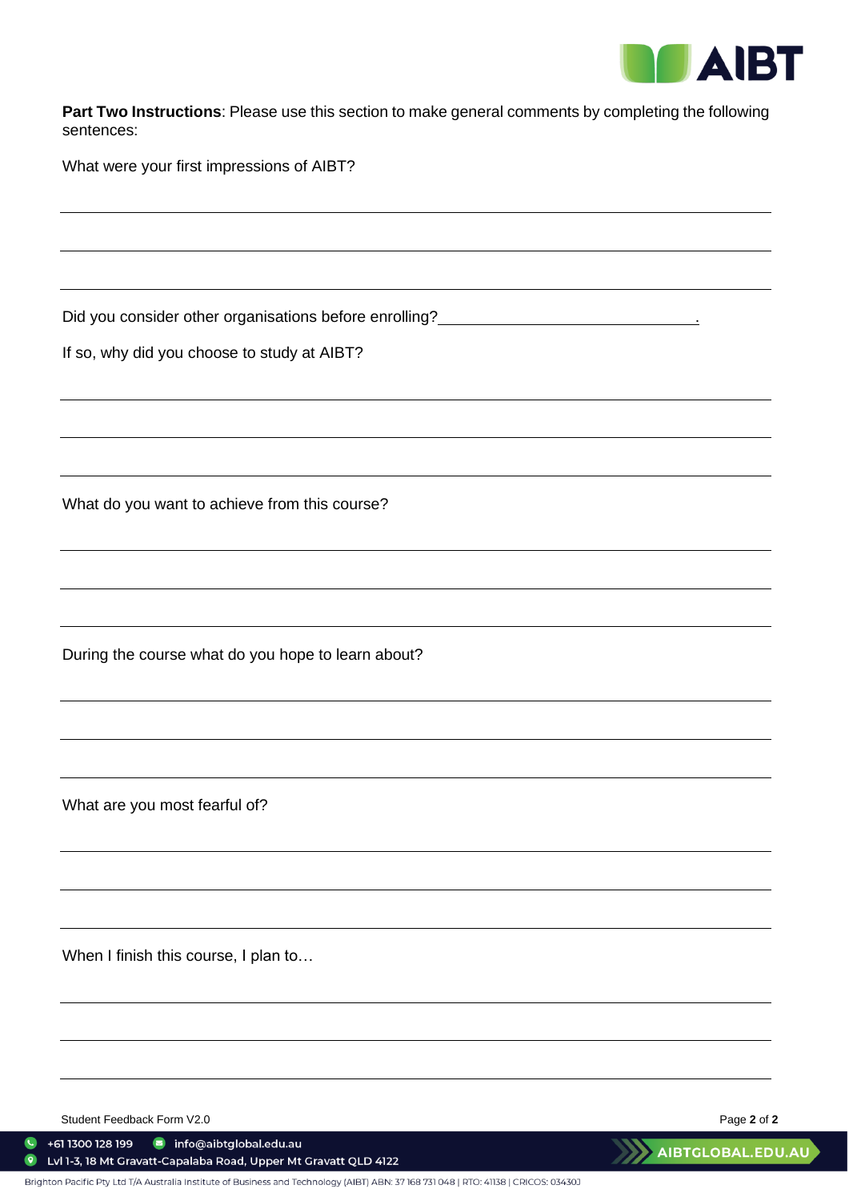**Part Two Instructions**: Please use this section to make general comments by completing the following sentences:

What were your first impressions of AIBT?

______________________________________________________________________________

______________________________________________________________________________

______________________________________________________________________________

Did you consider other organisations before enrolling? ______________________________.

If so, why did you choose to study at AIBT?

______________________________________________________________________________

______________________________________________________________________________

______________________________________________________________________________

What do you want to achieve from this course?

______________________________________________________________________________

______________________________________________________________________________

______________________________________________________________________________

During the course what do you hope to learn about?

______________________________________________________________________________

______________________________________________________________________________

______________________________________________________________________________

What are you most fearful of?

______________________________________________________________________________

______________________________________________________________________________

______________________________________________________________________________

When I finish this course, I plan to…

______________________________________________________________________________

______________________________________________________________________________

______________________________________________________________________________

Student Feedback Form V2.0

+61 1300 128 199 info@aibtglobal.edu.au
Lvl 1-3, 18 Mt Gravatt-Capalaba Road, Upper Mt Gravatt QLD 4122
AIBTGLOBAL.EDU.AU

Brighton Pacific Pty Ltd T/A Australia Institute of Business and Technology (AIBT) ABN: 37 168 731 048 | RTO: 41138 | CRICOS: 03430J